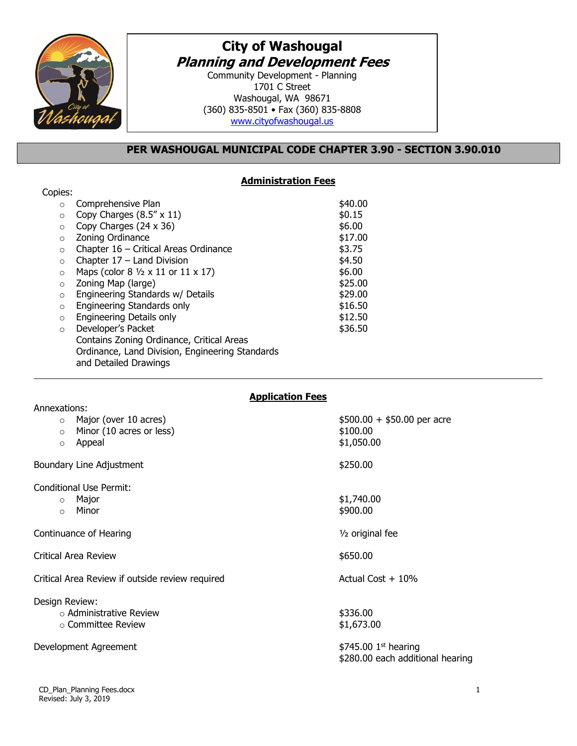# City of Washougal

## *Planning and Development Fees*

Community Development - Planning
1701 C Street
Washougal, WA 98671
(360) 835-8501 • Fax (360) 835-8808
www.cityofwashougal.us

**PER WASHOUGAL MUNICIPAL CODE CHAPTER 3.90 - SECTION 3.90.010**

### Administration Fees

Copies:

| | |
|---|---|
| ○ Comprehensive Plan | $40.00 |
| ○ Copy Charges (8.5" x 11) | $0.15 |
| ○ Copy Charges (24 x 36) | $6.00 |
| ○ Zoning Ordinance | $17.00 |
| ○ Chapter 16 – Critical Areas Ordinance | $3.75 |
| ○ Chapter 17 – Land Division | $4.50 |
| ○ Maps (color 8 ½ x 11 or 11 x 17) | $6.00 |
| ○ Zoning Map (large) | $25.00 |
| ○ Engineering Standards w/ Details | $29.00 |
| ○ Engineering Standards only | $16.50 |
| ○ Engineering Details only | $12.50 |
| ○ Developer's Packet<br>Contains Zoning Ordinance, Critical Areas Ordinance, Land Division, Engineering Standards and Detailed Drawings | $36.50 |

---

### Application Fees

| | |
|---|---|
| Annexations: | |
| ○ Major (over 10 acres) | $500.00 + $50.00 per acre |
| ○ Minor (10 acres or less) | $100.00 |
| ○ Appeal | $1,050.00 |
| Boundary Line Adjustment | $250.00 |
| Conditional Use Permit: | |
| ○ Major | $1,740.00 |
| ○ Minor | $900.00 |
| Continuance of Hearing | ½ original fee |
| Critical Area Review | $650.00 |
| Critical Area Review if outside review required | Actual Cost + 10% |
| Design Review: | |
| ○ Administrative Review | $336.00 |
| ○ Committee Review | $1,673.00 |
| Development Agreement | $745.00 1st hearing<br>$280.00 each additional hearing |

CD_Plan_Planning Fees.docx
Revised: July 3, 2019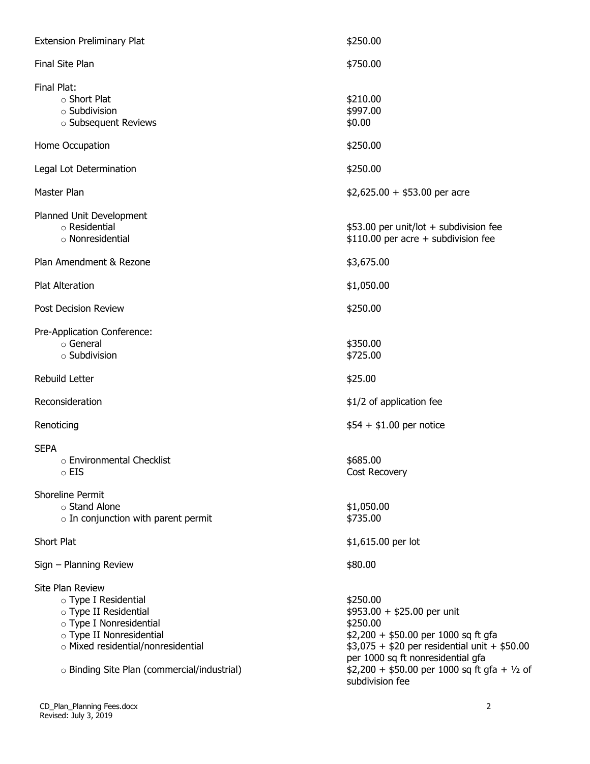| | |
|---|---|
| Extension Preliminary Plat | \$250.00 |
| Final Site Plan | \$750.00 |
| Final Plat: | |
| ○ Short Plat | \$210.00 |
| ○ Subdivision | \$997.00 |
| ○ Subsequent Reviews | \$0.00 |
| Home Occupation | \$250.00 |
| Legal Lot Determination | \$250.00 |
| Master Plan | \$2,625.00 + \$53.00 per acre |
| Planned Unit Development | |
| ○ Residential | \$53.00 per unit/lot + subdivision fee |
| ○ Nonresidential | \$110.00 per acre + subdivision fee |
| Plan Amendment & Rezone | \$3,675.00 |
| Plat Alteration | \$1,050.00 |
| Post Decision Review | \$250.00 |
| Pre-Application Conference: | |
| ○ General | \$350.00 |
| ○ Subdivision | \$725.00 |
| Rebuild Letter | \$25.00 |
| Reconsideration | \$1/2 of application fee |
| Renoticing | \$54 + \$1.00 per notice |
| SEPA | |
| ○ Environmental Checklist | \$685.00 |
| ○ EIS | Cost Recovery |
| Shoreline Permit | |
| ○ Stand Alone | \$1,050.00 |
| ○ In conjunction with parent permit | \$735.00 |
| Short Plat | \$1,615.00 per lot |
| Sign – Planning Review | \$80.00 |
| Site Plan Review | |
| ○ Type I Residential | \$250.00 |
| ○ Type II Residential | \$953.00 + \$25.00 per unit |
| ○ Type I Nonresidential | \$250.00 |
| ○ Type II Nonresidential | \$2,200 + \$50.00 per 1000 sq ft gfa |
| ○ Mixed residential/nonresidential | \$3,075 + \$20 per residential unit + \$50.00 per 1000 sq ft nonresidential gfa |
| ○ Binding Site Plan (commercial/industrial) | \$2,200 + \$50.00 per 1000 sq ft gfa + ½ of subdivision fee |

CD_Plan_Planning Fees.docx
Revised: July 3, 2019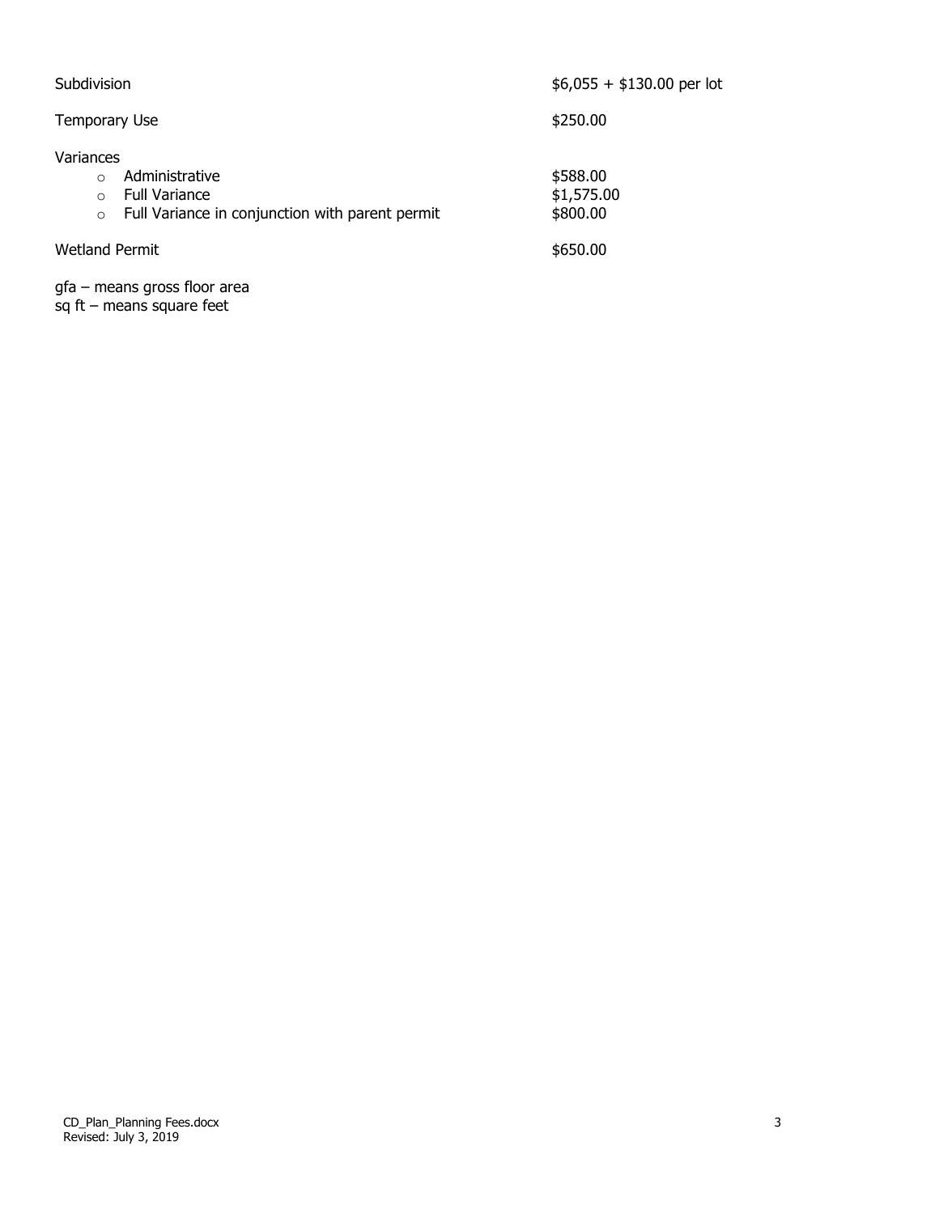| | |
|---|---|
| Subdivision | $6,055 + $130.00 per lot |
| Temporary Use | $250.00 |
| Variances | |
| ○ Administrative | $588.00 |
| ○ Full Variance | $1,575.00 |
| ○ Full Variance in conjunction with parent permit | $800.00 |
| Wetland Permit | $650.00 |

gfa – means gross floor area
sq ft – means square feet